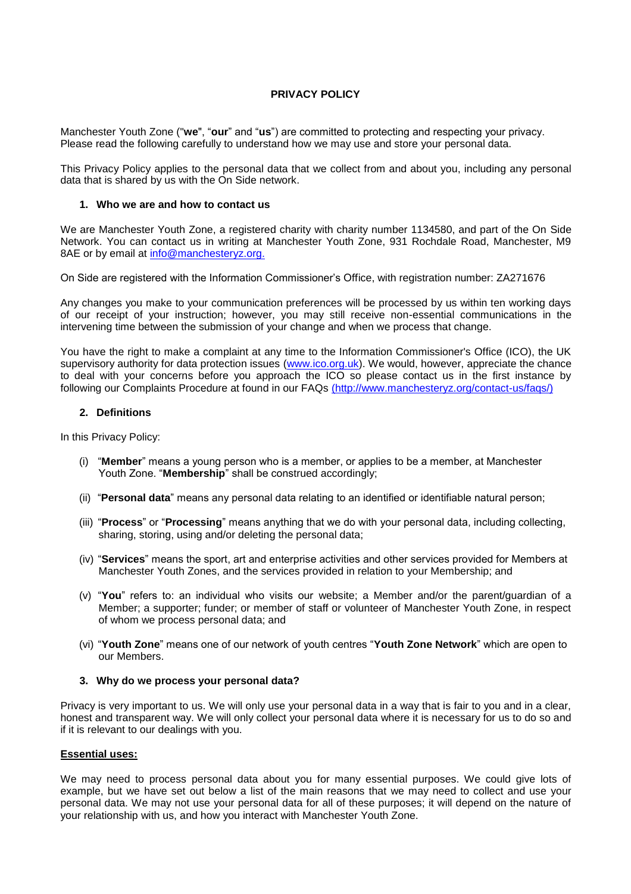# PRIVACY POLICY

Manchester Youth Zone ("**we**", "**our**" and "**us**") are committed to protecting and respecting your privacy. Please read the following carefully to understand how we may use and store your personal data.

This Privacy Policy applies to the personal data that we collect from and about you, including any personal data that is shared by us with the On Side network.

## 1. Who we are and how to contact us

We are Manchester Youth Zone, a registered charity with charity number 1134580, and part of the On Side Network. You can contact us in writing at Manchester Youth Zone, 931 Rochdale Road, Manchester, M9 8AE or by email at [info@manchesteryz.org.](mailto:info@manchesteryz.org)

On Side are registered with the Information Commissioner's Office, with registration number: ZA271676

Any changes you make to your communication preferences will be processed by us within ten working days of our receipt of your instruction; however, you may still receive non-essential communications in the intervening time between the submission of your change and when we process that change.

You have the right to make a complaint at any time to the Information Commissioner's Office (ICO), the UK supervisory authority for data protection issues ([www.ico.org.uk](http://www.ico.org.uk)). We would, however, appreciate the chance to deal with your concerns before you approach the ICO so please contact us in the first instance by following our Complaints Procedure at found in our FAQs [(http://www.manchesteryz.org/contact-us/faqs/)](http://www.manchesteryz.org/contact-us/faqs/)

## 2. Definitions

In this Privacy Policy:

(i) "**Member**" means a young person who is a member, or applies to be a member, at Manchester Youth Zone. "**Membership**" shall be construed accordingly;

(ii) "**Personal data**" means any personal data relating to an identified or identifiable natural person;

(iii) "**Process**" or "**Processing**" means anything that we do with your personal data, including collecting, sharing, storing, using and/or deleting the personal data;

(iv) "**Services**" means the sport, art and enterprise activities and other services provided for Members at Manchester Youth Zones, and the services provided in relation to your Membership; and

(v) "**You**" refers to: an individual who visits our website; a Member and/or the parent/guardian of a Member; a supporter; funder; or member of staff or volunteer of Manchester Youth Zone, in respect of whom we process personal data; and

(vi) "**Youth Zone**" means one of our network of youth centres "**Youth Zone Network**" which are open to our Members.

## 3. Why do we process your personal data?

Privacy is very important to us. We will only use your personal data in a way that is fair to you and in a clear, honest and transparent way. We will only collect your personal data where it is necessary for us to do so and if it is relevant to our dealings with you.

**Essential uses:**

We may need to process personal data about you for many essential purposes. We could give lots of example, but we have set out below a list of the main reasons that we may need to collect and use your personal data. We may not use your personal data for all of these purposes; it will depend on the nature of your relationship with us, and how you interact with Manchester Youth Zone.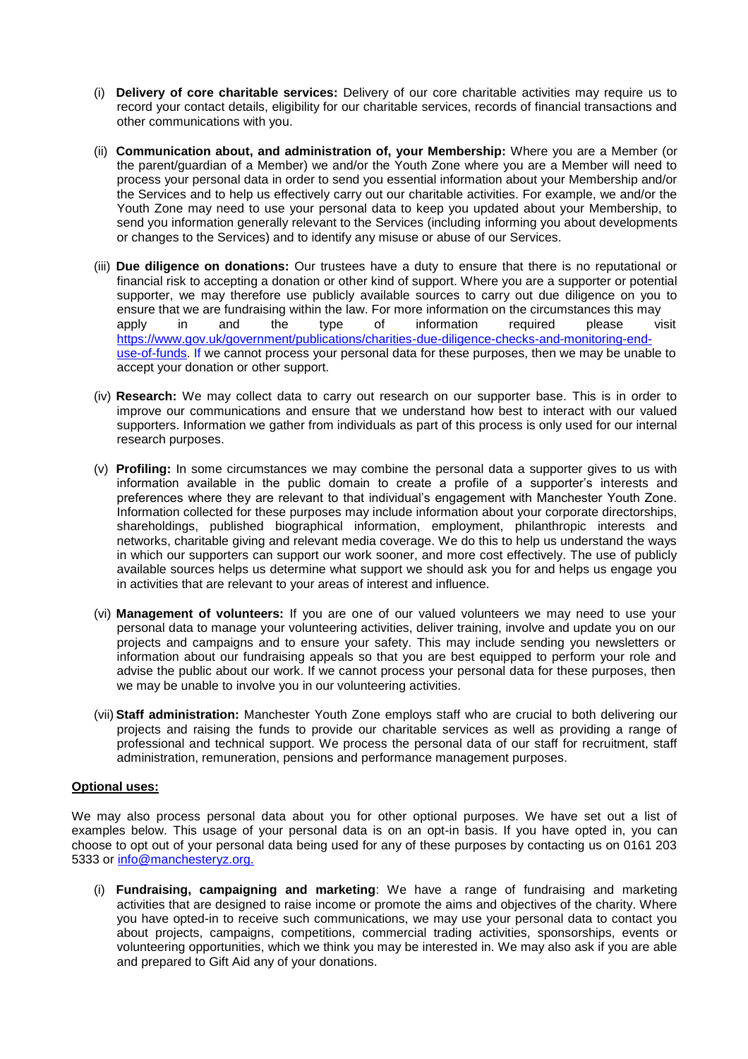(i) **Delivery of core charitable services:** Delivery of our core charitable activities may require us to record your contact details, eligibility for our charitable services, records of financial transactions and other communications with you.

(ii) **Communication about, and administration of, your Membership:** Where you are a Member (or the parent/guardian of a Member) we and/or the Youth Zone where you are a Member will need to process your personal data in order to send you essential information about your Membership and/or the Services and to help us effectively carry out our charitable activities. For example, we and/or the Youth Zone may need to use your personal data to keep you updated about your Membership, to send you information generally relevant to the Services (including informing you about developments or changes to the Services) and to identify any misuse or abuse of our Services.

(iii) **Due diligence on donations:** Our trustees have a duty to ensure that there is no reputational or financial risk to accepting a donation or other kind of support. Where you are a supporter or potential supporter, we may therefore use publicly available sources to carry out due diligence on you to ensure that we are fundraising within the law. For more information on the circumstances this may apply in and the type of information required please visit [https://www.gov.uk/government/publications/charities-due-diligence-checks-and-monitoring-end-use-of-funds](https://www.gov.uk/government/publications/charities-due-diligence-checks-and-monitoring-end-use-of-funds). If we cannot process your personal data for these purposes, then we may be unable to accept your donation or other support.

(iv) **Research:** We may collect data to carry out research on our supporter base. This is in order to improve our communications and ensure that we understand how best to interact with our valued supporters. Information we gather from individuals as part of this process is only used for our internal research purposes.

(v) **Profiling:** In some circumstances we may combine the personal data a supporter gives to us with information available in the public domain to create a profile of a supporter's interests and preferences where they are relevant to that individual's engagement with Manchester Youth Zone. Information collected for these purposes may include information about your corporate directorships, shareholdings, published biographical information, employment, philanthropic interests and networks, charitable giving and relevant media coverage. We do this to help us understand the ways in which our supporters can support our work sooner, and more cost effectively. The use of publicly available sources helps us determine what support we should ask you for and helps us engage you in activities that are relevant to your areas of interest and influence.

(vi) **Management of volunteers:** If you are one of our valued volunteers we may need to use your personal data to manage your volunteering activities, deliver training, involve and update you on our projects and campaigns and to ensure your safety. This may include sending you newsletters or information about our fundraising appeals so that you are best equipped to perform your role and advise the public about our work. If we cannot process your personal data for these purposes, then we may be unable to involve you in our volunteering activities.

(vii) **Staff administration:** Manchester Youth Zone employs staff who are crucial to both delivering our projects and raising the funds to provide our charitable services as well as providing a range of professional and technical support. We process the personal data of our staff for recruitment, staff administration, remuneration, pensions and performance management purposes.

**Optional uses:**

We may also process personal data about you for other optional purposes. We have set out a list of examples below. This usage of your personal data is on an opt-in basis. If you have opted in, you can choose to opt out of your personal data being used for any of these purposes by contacting us on 0161 203 5333 or [info@manchesteryz.org](mailto:info@manchesteryz.org).

(i) **Fundraising, campaigning and marketing**: We have a range of fundraising and marketing activities that are designed to raise income or promote the aims and objectives of the charity. Where you have opted-in to receive such communications, we may use your personal data to contact you about projects, campaigns, competitions, commercial trading activities, sponsorships, events or volunteering opportunities, which we think you may be interested in. We may also ask if you are able and prepared to Gift Aid any of your donations.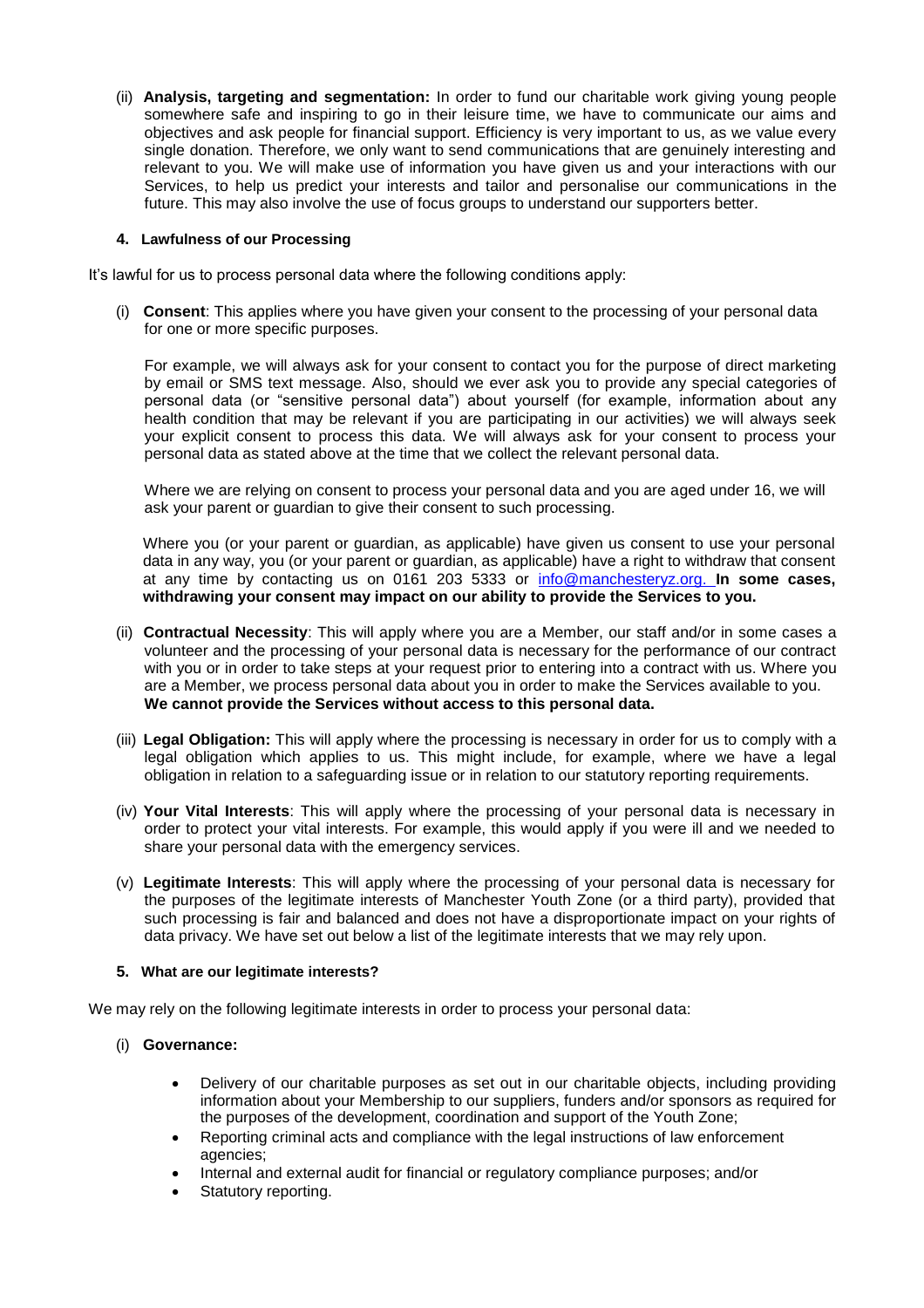(ii) **Analysis, targeting and segmentation:** In order to fund our charitable work giving young people somewhere safe and inspiring to go in their leisure time, we have to communicate our aims and objectives and ask people for financial support. Efficiency is very important to us, as we value every single donation. Therefore, we only want to send communications that are genuinely interesting and relevant to you. We will make use of information you have given us and your interactions with our Services, to help us predict your interests and tailor and personalise our communications in the future. This may also involve the use of focus groups to understand our supporters better.

#### 4. Lawfulness of our Processing

It's lawful for us to process personal data where the following conditions apply:

(i) **Consent**: This applies where you have given your consent to the processing of your personal data for one or more specific purposes.

For example, we will always ask for your consent to contact you for the purpose of direct marketing by email or SMS text message. Also, should we ever ask you to provide any special categories of personal data (or "sensitive personal data") about yourself (for example, information about any health condition that may be relevant if you are participating in our activities) we will always seek your explicit consent to process this data. We will always ask for your consent to process your personal data as stated above at the time that we collect the relevant personal data.

Where we are relying on consent to process your personal data and you are aged under 16, we will ask your parent or guardian to give their consent to such processing.

Where you (or your parent or guardian, as applicable) have given us consent to use your personal data in any way, you (or your parent or guardian, as applicable) have a right to withdraw that consent at any time by contacting us on 0161 203 5333 or [info@manchesteryz.org.](mailto:info@manchesteryz.org) **In some cases, withdrawing your consent may impact on our ability to provide the Services to you.**

(ii) **Contractual Necessity**: This will apply where you are a Member, our staff and/or in some cases a volunteer and the processing of your personal data is necessary for the performance of our contract with you or in order to take steps at your request prior to entering into a contract with us. Where you are a Member, we process personal data about you in order to make the Services available to you. **We cannot provide the Services without access to this personal data.**

(iii) **Legal Obligation:** This will apply where the processing is necessary in order for us to comply with a legal obligation which applies to us. This might include, for example, where we have a legal obligation in relation to a safeguarding issue or in relation to our statutory reporting requirements.

(iv) **Your Vital Interests**: This will apply where the processing of your personal data is necessary in order to protect your vital interests. For example, this would apply if you were ill and we needed to share your personal data with the emergency services.

(v) **Legitimate Interests**: This will apply where the processing of your personal data is necessary for the purposes of the legitimate interests of Manchester Youth Zone (or a third party), provided that such processing is fair and balanced and does not have a disproportionate impact on your rights of data privacy. We have set out below a list of the legitimate interests that we may rely upon.

#### 5. What are our legitimate interests?

We may rely on the following legitimate interests in order to process your personal data:

(i) **Governance:**

- Delivery of our charitable purposes as set out in our charitable objects, including providing information about your Membership to our suppliers, funders and/or sponsors as required for the purposes of the development, coordination and support of the Youth Zone;
- Reporting criminal acts and compliance with the legal instructions of law enforcement agencies;
- Internal and external audit for financial or regulatory compliance purposes; and/or
- Statutory reporting.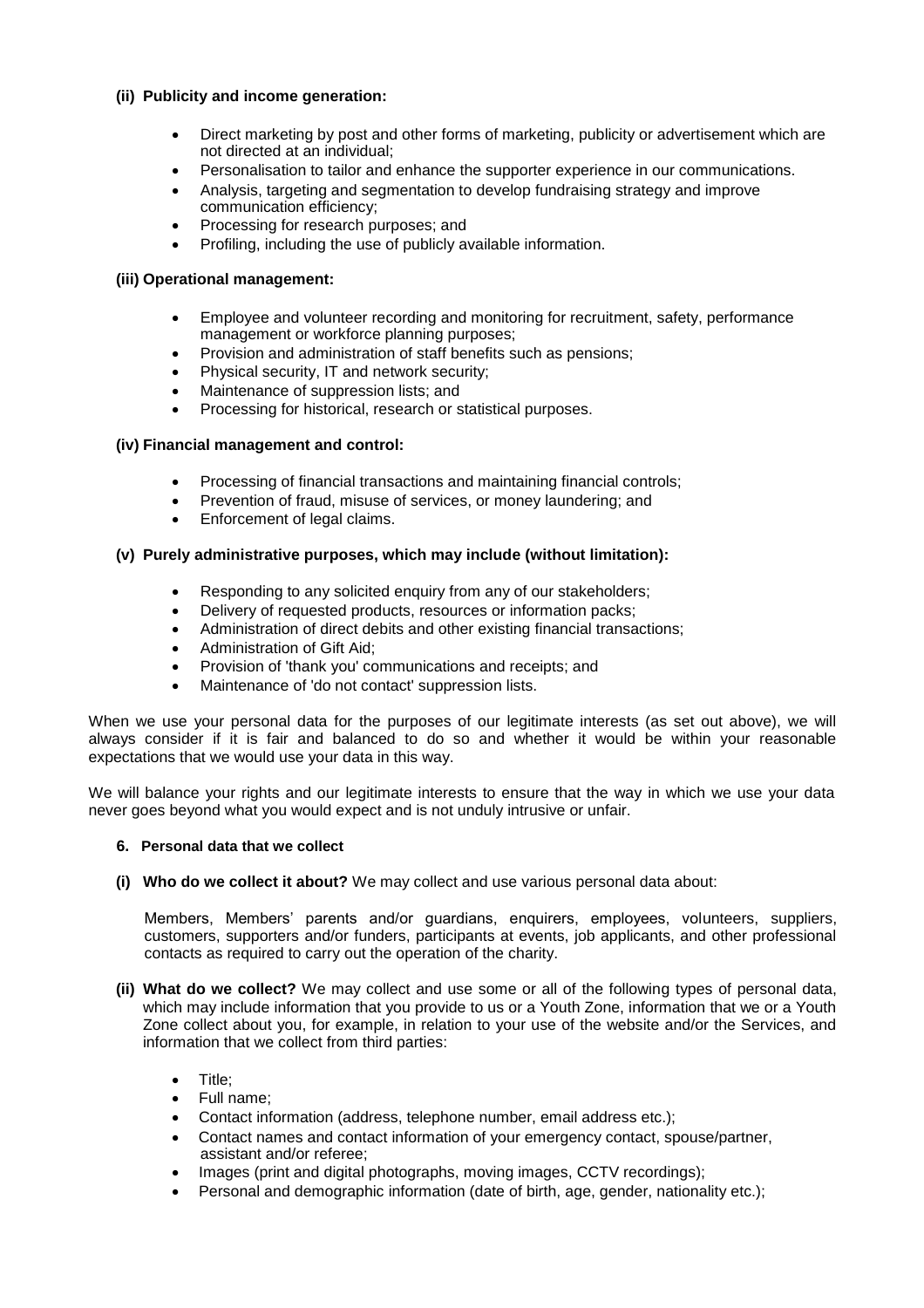**(ii) Publicity and income generation:**

- Direct marketing by post and other forms of marketing, publicity or advertisement which are not directed at an individual;
- Personalisation to tailor and enhance the supporter experience in our communications.
- Analysis, targeting and segmentation to develop fundraising strategy and improve communication efficiency;
- Processing for research purposes; and
- Profiling, including the use of publicly available information.

**(iii) Operational management:**

- Employee and volunteer recording and monitoring for recruitment, safety, performance management or workforce planning purposes;
- Provision and administration of staff benefits such as pensions;
- Physical security, IT and network security;
- Maintenance of suppression lists; and
- Processing for historical, research or statistical purposes.

**(iv) Financial management and control:**

- Processing of financial transactions and maintaining financial controls;
- Prevention of fraud, misuse of services, or money laundering; and
- Enforcement of legal claims.

**(v) Purely administrative purposes, which may include (without limitation):**

- Responding to any solicited enquiry from any of our stakeholders;
- Delivery of requested products, resources or information packs;
- Administration of direct debits and other existing financial transactions;
- Administration of Gift Aid;
- Provision of 'thank you' communications and receipts; and
- Maintenance of 'do not contact' suppression lists.

When we use your personal data for the purposes of our legitimate interests (as set out above), we will always consider if it is fair and balanced to do so and whether it would be within your reasonable expectations that we would use your data in this way.

We will balance your rights and our legitimate interests to ensure that the way in which we use your data never goes beyond what you would expect and is not unduly intrusive or unfair.

## 6. Personal data that we collect

**(i) Who do we collect it about?** We may collect and use various personal data about:

Members, Members' parents and/or guardians, enquirers, employees, volunteers, suppliers, customers, supporters and/or funders, participants at events, job applicants, and other professional contacts as required to carry out the operation of the charity.

**(ii) What do we collect?** We may collect and use some or all of the following types of personal data, which may include information that you provide to us or a Youth Zone, information that we or a Youth Zone collect about you, for example, in relation to your use of the website and/or the Services, and information that we collect from third parties:

- Title;
- Full name;
- Contact information (address, telephone number, email address etc.);
- Contact names and contact information of your emergency contact, spouse/partner, assistant and/or referee;
- Images (print and digital photographs, moving images, CCTV recordings);
- Personal and demographic information (date of birth, age, gender, nationality etc.);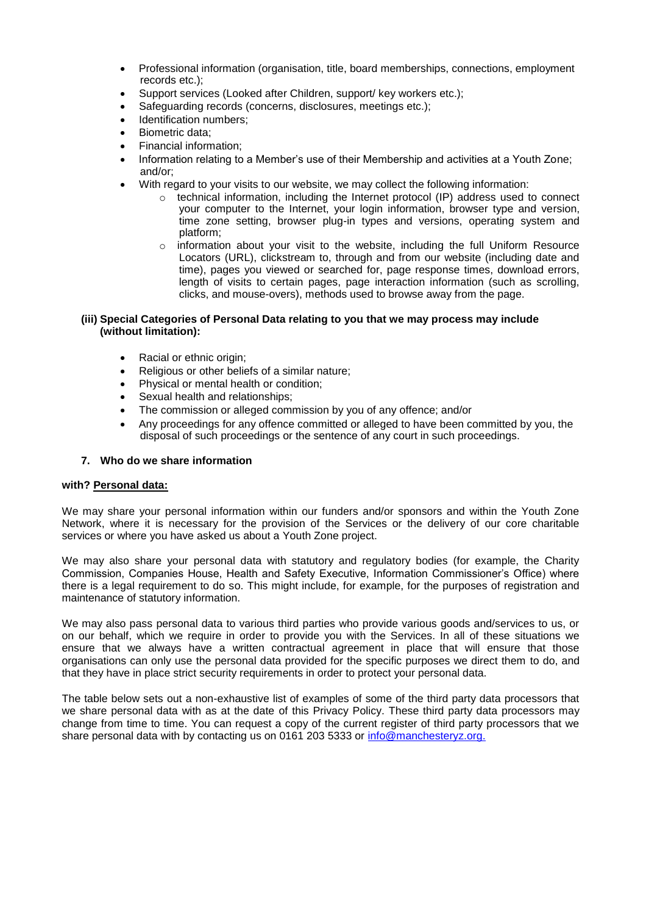- Professional information (organisation, title, board memberships, connections, employment records etc.);
- Support services (Looked after Children, support/ key workers etc.);
- Safeguarding records (concerns, disclosures, meetings etc.);
- Identification numbers;
- Biometric data;
- Financial information;
- Information relating to a Member's use of their Membership and activities at a Youth Zone; and/or;
- With regard to your visits to our website, we may collect the following information:
  - technical information, including the Internet protocol (IP) address used to connect your computer to the Internet, your login information, browser type and version, time zone setting, browser plug-in types and versions, operating system and platform;
  - information about your visit to the website, including the full Uniform Resource Locators (URL), clickstream to, through and from our website (including date and time), pages you viewed or searched for, page response times, download errors, length of visits to certain pages, page interaction information (such as scrolling, clicks, and mouse-overs), methods used to browse away from the page.

**(iii) Special Categories of Personal Data relating to you that we may process may include (without limitation):**

- Racial or ethnic origin;
- Religious or other beliefs of a similar nature;
- Physical or mental health or condition;
- Sexual health and relationships;
- The commission or alleged commission by you of any offence; and/or
- Any proceedings for any offence committed or alleged to have been committed by you, the disposal of such proceedings or the sentence of any court in such proceedings.

## 7. Who do we share information

**with? Personal data:**

We may share your personal information within our funders and/or sponsors and within the Youth Zone Network, where it is necessary for the provision of the Services or the delivery of our core charitable services or where you have asked us about a Youth Zone project.

We may also share your personal data with statutory and regulatory bodies (for example, the Charity Commission, Companies House, Health and Safety Executive, Information Commissioner's Office) where there is a legal requirement to do so. This might include, for example, for the purposes of registration and maintenance of statutory information.

We may also pass personal data to various third parties who provide various goods and/services to us, or on our behalf, which we require in order to provide you with the Services. In all of these situations we ensure that we always have a written contractual agreement in place that will ensure that those organisations can only use the personal data provided for the specific purposes we direct them to do, and that they have in place strict security requirements in order to protect your personal data.

The table below sets out a non-exhaustive list of examples of some of the third party data processors that we share personal data with as at the date of this Privacy Policy. These third party data processors may change from time to time. You can request a copy of the current register of third party processors that we share personal data with by contacting us on 0161 203 5333 or info@manchesteryz.org.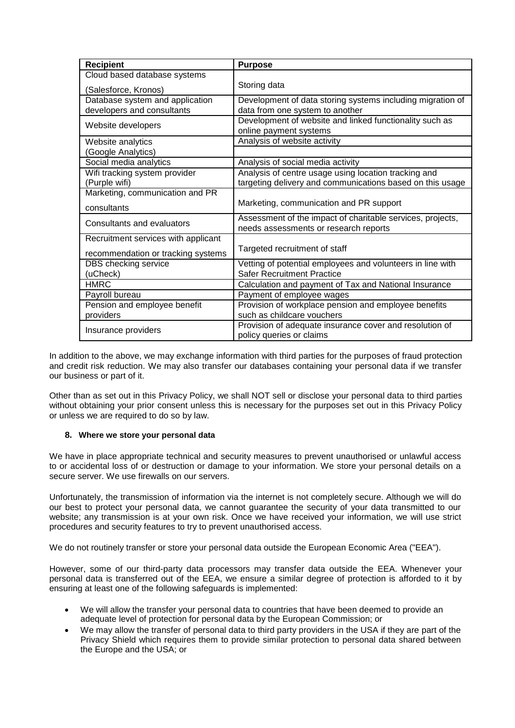| Recipient | Purpose |
|---|---|
| Cloud based database systems (Salesforce, Kronos) | Storing data |
| Database system and application developers and consultants | Development of data storing systems including migration of data from one system to another |
| Website developers | Development of website and linked functionality such as online payment systems |
| Website analytics (Google Analytics) | Analysis of website activity |
| Social media analytics | Analysis of social media activity |
| Wifi tracking system provider (Purple wifi) | Analysis of centre usage using location tracking and targeting delivery and communications based on this usage |
| Marketing, communication and PR consultants | Marketing, communication and PR support |
| Consultants and evaluators | Assessment of the impact of charitable services, projects, needs assessments or research reports |
| Recruitment services with applicant recommendation or tracking systems | Targeted recruitment of staff |
| DBS checking service (uCheck) | Vetting of potential employees and volunteers in line with Safer Recruitment Practice |
| HMRC | Calculation and payment of Tax and National Insurance |
| Payroll bureau | Payment of employee wages |
| Pension and employee benefit providers | Provision of workplace pension and employee benefits such as childcare vouchers |
| Insurance providers | Provision of adequate insurance cover and resolution of policy queries or claims |

In addition to the above, we may exchange information with third parties for the purposes of fraud protection and credit risk reduction. We may also transfer our databases containing your personal data if we transfer our business or part of it.

Other than as set out in this Privacy Policy, we shall NOT sell or disclose your personal data to third parties without obtaining your prior consent unless this is necessary for the purposes set out in this Privacy Policy or unless we are required to do so by law.

**8. Where we store your personal data**

We have in place appropriate technical and security measures to prevent unauthorised or unlawful access to or accidental loss of or destruction or damage to your information. We store your personal details on a secure server. We use firewalls on our servers.

Unfortunately, the transmission of information via the internet is not completely secure. Although we will do our best to protect your personal data, we cannot guarantee the security of your data transmitted to our website; any transmission is at your own risk. Once we have received your information, we will use strict procedures and security features to try to prevent unauthorised access.

We do not routinely transfer or store your personal data outside the European Economic Area ("EEA").

However, some of our third-party data processors may transfer data outside the EEA. Whenever your personal data is transferred out of the EEA, we ensure a similar degree of protection is afforded to it by ensuring at least one of the following safeguards is implemented:

- We will allow the transfer your personal data to countries that have been deemed to provide an adequate level of protection for personal data by the European Commission; or
- We may allow the transfer of personal data to third party providers in the USA if they are part of the Privacy Shield which requires them to provide similar protection to personal data shared between the Europe and the USA; or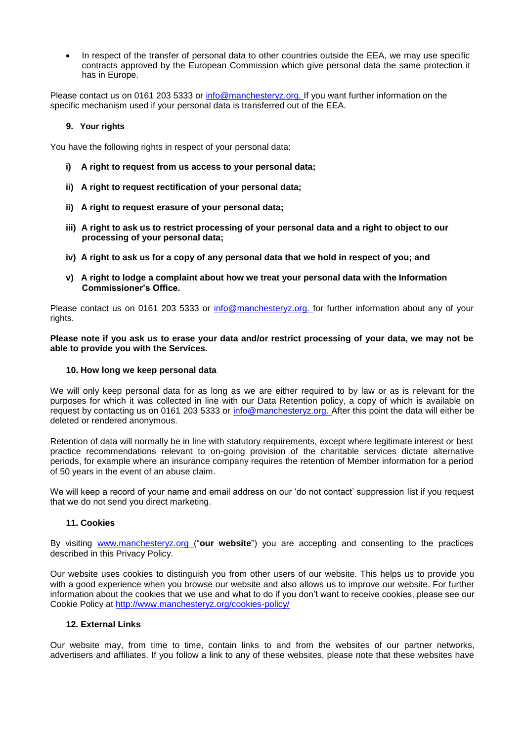- In respect of the transfer of personal data to other countries outside the EEA, we may use specific contracts approved by the European Commission which give personal data the same protection it has in Europe.

Please contact us on 0161 203 5333 or info@manchesteryz.org. If you want further information on the specific mechanism used if your personal data is transferred out of the EEA.

### 9. Your rights

You have the following rights in respect of your personal data:

**i) A right to request from us access to your personal data;**

**ii) A right to request rectification of your personal data;**

**ii) A right to request erasure of your personal data;**

**iii) A right to ask us to restrict processing of your personal data and a right to object to our processing of your personal data;**

**iv) A right to ask us for a copy of any personal data that we hold in respect of you; and**

**v) A right to lodge a complaint about how we treat your personal data with the Information Commissioner's Office.**

Please contact us on 0161 203 5333 or info@manchesteryz.org. for further information about any of your rights.

**Please note if you ask us to erase your data and/or restrict processing of your data, we may not be able to provide you with the Services.**

### 10. How long we keep personal data

We will only keep personal data for as long as we are either required to by law or as is relevant for the purposes for which it was collected in line with our Data Retention policy, a copy of which is available on request by contacting us on 0161 203 5333 or info@manchesteryz.org. After this point the data will either be deleted or rendered anonymous.

Retention of data will normally be in line with statutory requirements, except where legitimate interest or best practice recommendations relevant to on-going provision of the charitable services dictate alternative periods, for example where an insurance company requires the retention of Member information for a period of 50 years in the event of an abuse claim.

We will keep a record of your name and email address on our 'do not contact' suppression list if you request that we do not send you direct marketing.

### 11. Cookies

By visiting www.manchesteryz.org ("**our website**") you are accepting and consenting to the practices described in this Privacy Policy.

Our website uses cookies to distinguish you from other users of our website. This helps us to provide you with a good experience when you browse our website and also allows us to improve our website. For further information about the cookies that we use and what to do if you don't want to receive cookies, please see our Cookie Policy at http://www.manchesteryz.org/cookies-policy/

### 12. External Links

Our website may, from time to time, contain links to and from the websites of our partner networks, advertisers and affiliates. If you follow a link to any of these websites, please note that these websites have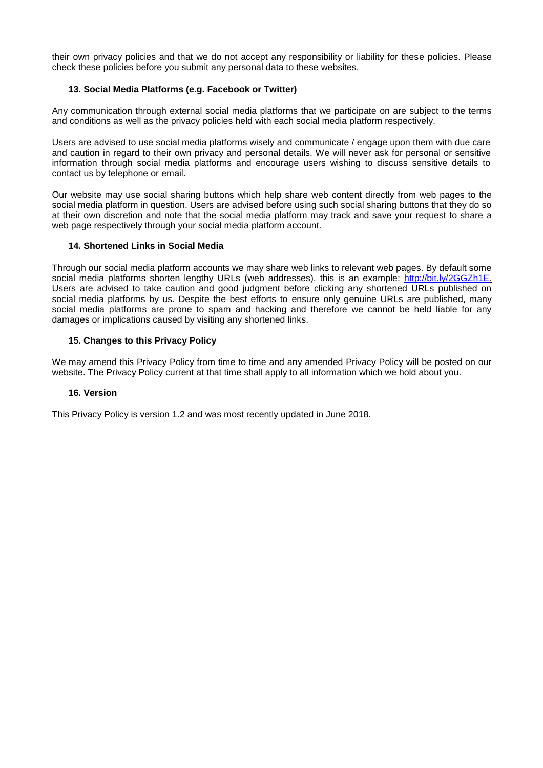their own privacy policies and that we do not accept any responsibility or liability for these policies. Please check these policies before you submit any personal data to these websites.

### 13. Social Media Platforms (e.g. Facebook or Twitter)

Any communication through external social media platforms that we participate on are subject to the terms and conditions as well as the privacy policies held with each social media platform respectively.

Users are advised to use social media platforms wisely and communicate / engage upon them with due care and caution in regard to their own privacy and personal details. We will never ask for personal or sensitive information through social media platforms and encourage users wishing to discuss sensitive details to contact us by telephone or email.

Our website may use social sharing buttons which help share web content directly from web pages to the social media platform in question. Users are advised before using such social sharing buttons that they do so at their own discretion and note that the social media platform may track and save your request to share a web page respectively through your social media platform account.

### 14. Shortened Links in Social Media

Through our social media platform accounts we may share web links to relevant web pages. By default some social media platforms shorten lengthy URLs (web addresses), this is an example: [http://bit.ly/2GGZh1E](http://bit.ly/2GGZh1E). Users are advised to take caution and good judgment before clicking any shortened URLs published on social media platforms by us. Despite the best efforts to ensure only genuine URLs are published, many social media platforms are prone to spam and hacking and therefore we cannot be held liable for any damages or implications caused by visiting any shortened links.

### 15. Changes to this Privacy Policy

We may amend this Privacy Policy from time to time and any amended Privacy Policy will be posted on our website. The Privacy Policy current at that time shall apply to all information which we hold about you.

### 16. Version

This Privacy Policy is version 1.2 and was most recently updated in June 2018.